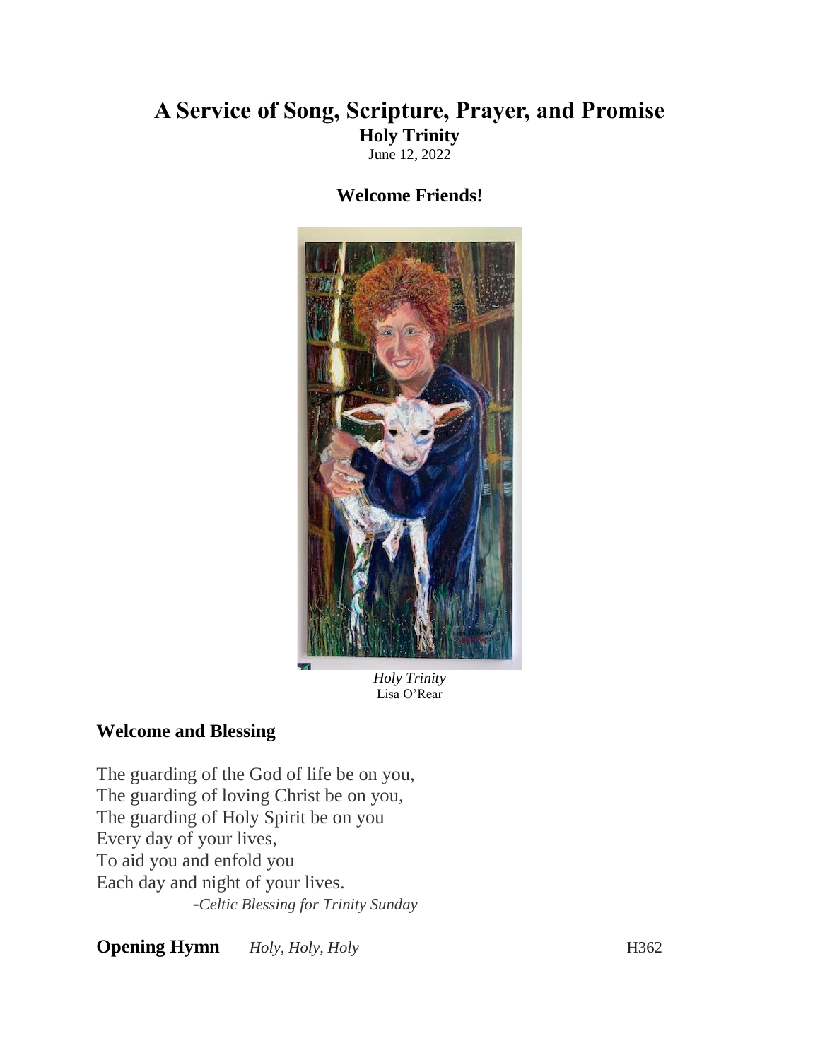# A Service of Song, Scripture, Prayer, and Promise

**Holy Trinity**

June 12, 2022

**Welcome Friends!**

*Holy Trinity*
Lisa O'Rear

## Welcome and Blessing

The guarding of the God of life be on you,
The guarding of loving Christ be on you,
The guarding of Holy Spirit be on you
Every day of your lives,
To aid you and enfold you
Each day and night of your lives.

-*Celtic Blessing for Trinity Sunday*

**Opening Hymn** *Holy, Holy, Holy* H362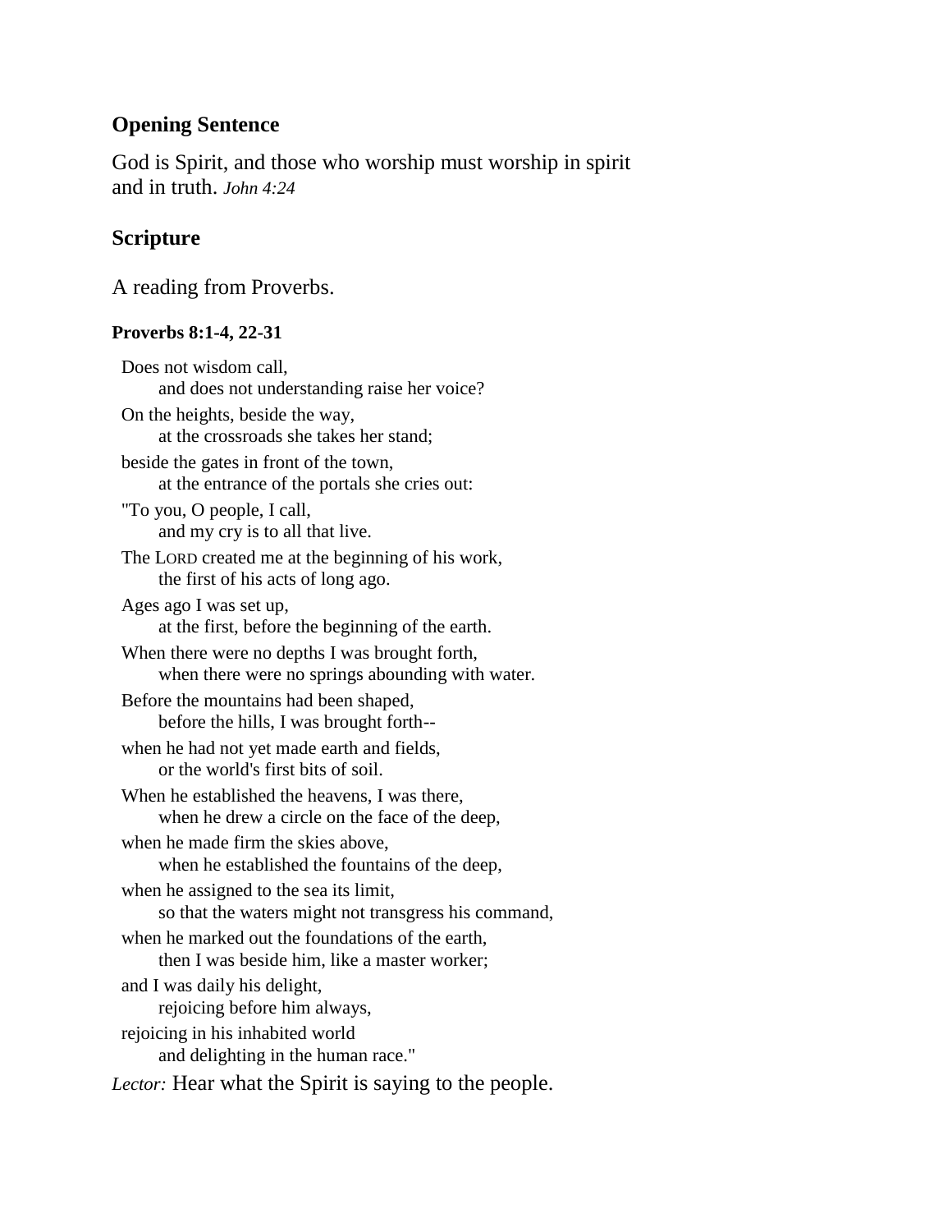## Opening Sentence

God is Spirit, and those who worship must worship in spirit and in truth. *John 4:24*

## Scripture

A reading from Proverbs.

### Proverbs 8:1-4, 22-31

Does not wisdom call,
    and does not understanding raise her voice?
On the heights, beside the way,
    at the crossroads she takes her stand;
beside the gates in front of the town,
    at the entrance of the portals she cries out:
"To you, O people, I call,
    and my cry is to all that live.
The LORD created me at the beginning of his work,
    the first of his acts of long ago.
Ages ago I was set up,
    at the first, before the beginning of the earth.
When there were no depths I was brought forth,
    when there were no springs abounding with water.
Before the mountains had been shaped,
    before the hills, I was brought forth--
when he had not yet made earth and fields,
    or the world's first bits of soil.
When he established the heavens, I was there,
    when he drew a circle on the face of the deep,
when he made firm the skies above,
    when he established the fountains of the deep,
when he assigned to the sea its limit,
    so that the waters might not transgress his command,
when he marked out the foundations of the earth,
    then I was beside him, like a master worker;
and I was daily his delight,
    rejoicing before him always,
rejoicing in his inhabited world
    and delighting in the human race."

*Lector:* Hear what the Spirit is saying to the people.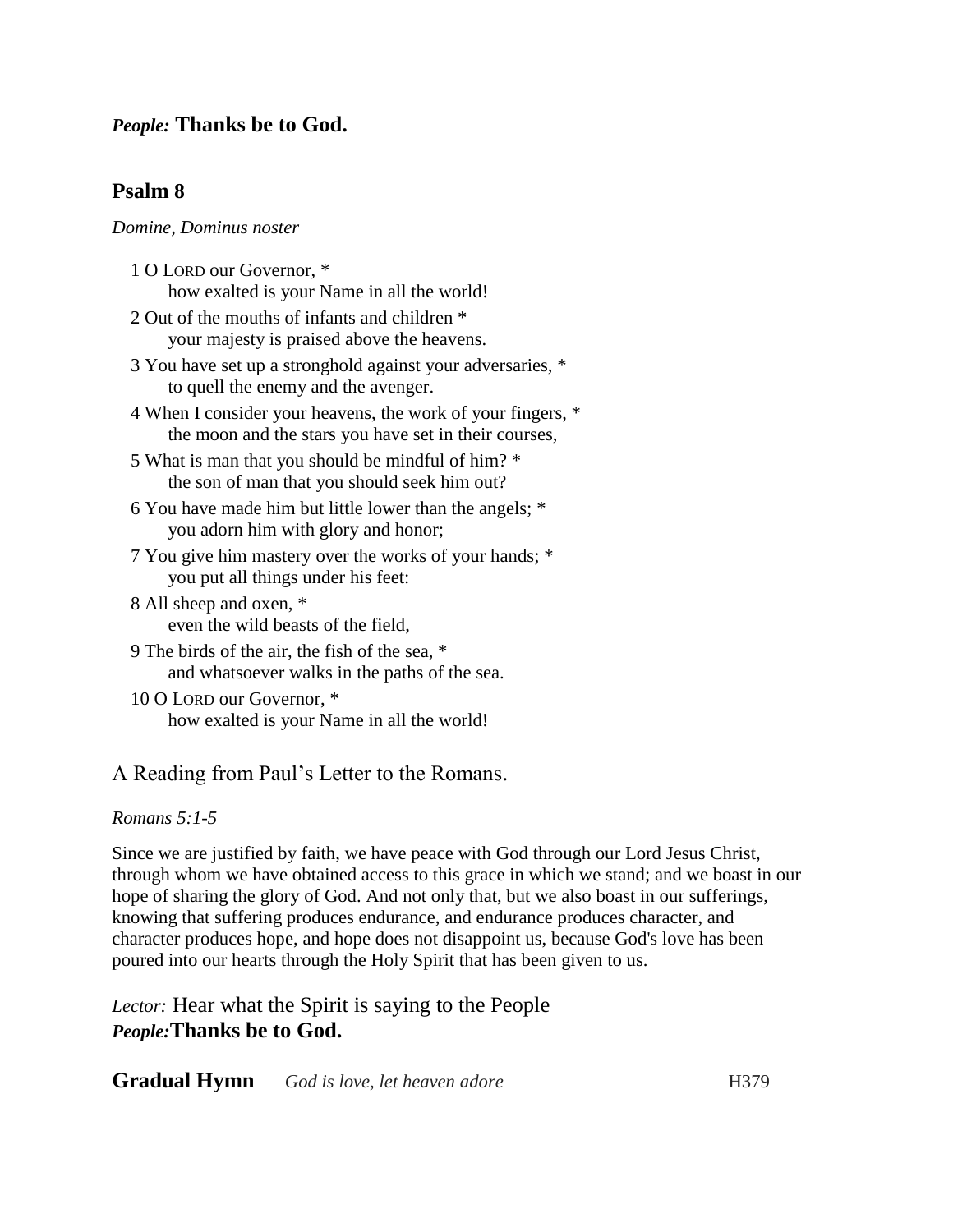*People:* **Thanks be to God.**

## Psalm 8

*Domine, Dominus noster*

1 O LORD our Governor, *
  how exalted is your Name in all the world!

2 Out of the mouths of infants and children *
  your majesty is praised above the heavens.

3 You have set up a stronghold against your adversaries, *
  to quell the enemy and the avenger.

4 When I consider your heavens, the work of your fingers, *
  the moon and the stars you have set in their courses,

5 What is man that you should be mindful of him? *
  the son of man that you should seek him out?

6 You have made him but little lower than the angels; *
  you adorn him with glory and honor;

7 You give him mastery over the works of your hands; *
  you put all things under his feet:

8 All sheep and oxen, *
  even the wild beasts of the field,

9 The birds of the air, the fish of the sea, *
  and whatsoever walks in the paths of the sea.

10 O LORD our Governor, *
  how exalted is your Name in all the world!

A Reading from Paul's Letter to the Romans.

*Romans 5:1-5*

Since we are justified by faith, we have peace with God through our Lord Jesus Christ, through whom we have obtained access to this grace in which we stand; and we boast in our hope of sharing the glory of God. And not only that, but we also boast in our sufferings, knowing that suffering produces endurance, and endurance produces character, and character produces hope, and hope does not disappoint us, because God's love has been poured into our hearts through the Holy Spirit that has been given to us.

*Lector:* Hear what the Spirit is saying to the People
*People:* **Thanks be to God.**

**Gradual Hymn** *God is love, let heaven adore* H379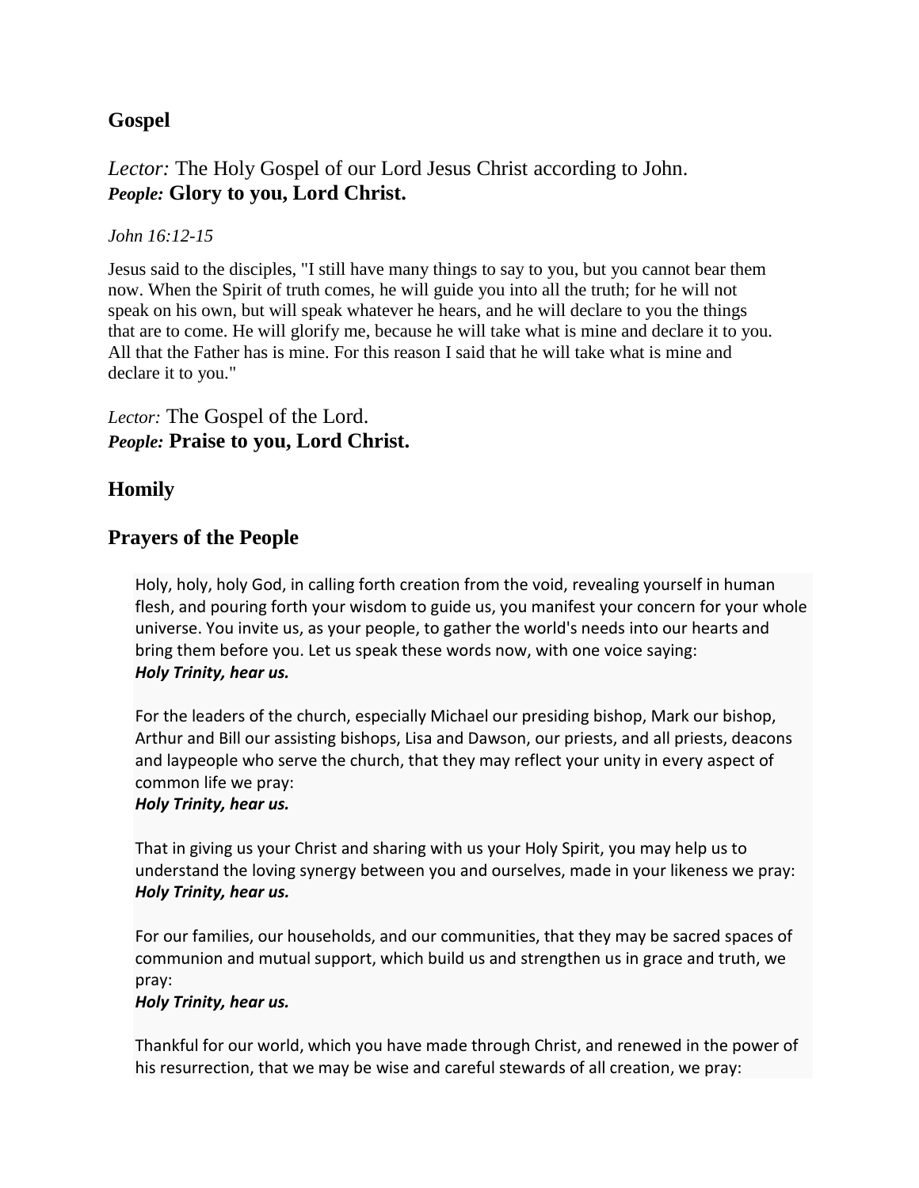## Gospel

*Lector:* The Holy Gospel of our Lord Jesus Christ according to John.
***People:*** **Glory to you, Lord Christ.**

*John 16:12-15*

Jesus said to the disciples, "I still have many things to say to you, but you cannot bear them now. When the Spirit of truth comes, he will guide you into all the truth; for he will not speak on his own, but will speak whatever he hears, and he will declare to you the things that are to come. He will glorify me, because he will take what is mine and declare it to you. All that the Father has is mine. For this reason I said that he will take what is mine and declare it to you."

*Lector:* The Gospel of the Lord.
***People:*** **Praise to you, Lord Christ.**

## Homily

## Prayers of the People

Holy, holy, holy God, in calling forth creation from the void, revealing yourself in human flesh, and pouring forth your wisdom to guide us, you manifest your concern for your whole universe. You invite us, as your people, to gather the world's needs into our hearts and bring them before you. Let us speak these words now, with one voice saying:
***Holy Trinity, hear us.***

For the leaders of the church, especially Michael our presiding bishop, Mark our bishop, Arthur and Bill our assisting bishops, Lisa and Dawson, our priests, and all priests, deacons and laypeople who serve the church, that they may reflect your unity in every aspect of common life we pray:
***Holy Trinity, hear us.***

That in giving us your Christ and sharing with us your Holy Spirit, you may help us to understand the loving synergy between you and ourselves, made in your likeness we pray:
***Holy Trinity, hear us.***

For our families, our households, and our communities, that they may be sacred spaces of communion and mutual support, which build us and strengthen us in grace and truth, we pray:
***Holy Trinity, hear us.***

Thankful for our world, which you have made through Christ, and renewed in the power of his resurrection, that we may be wise and careful stewards of all creation, we pray: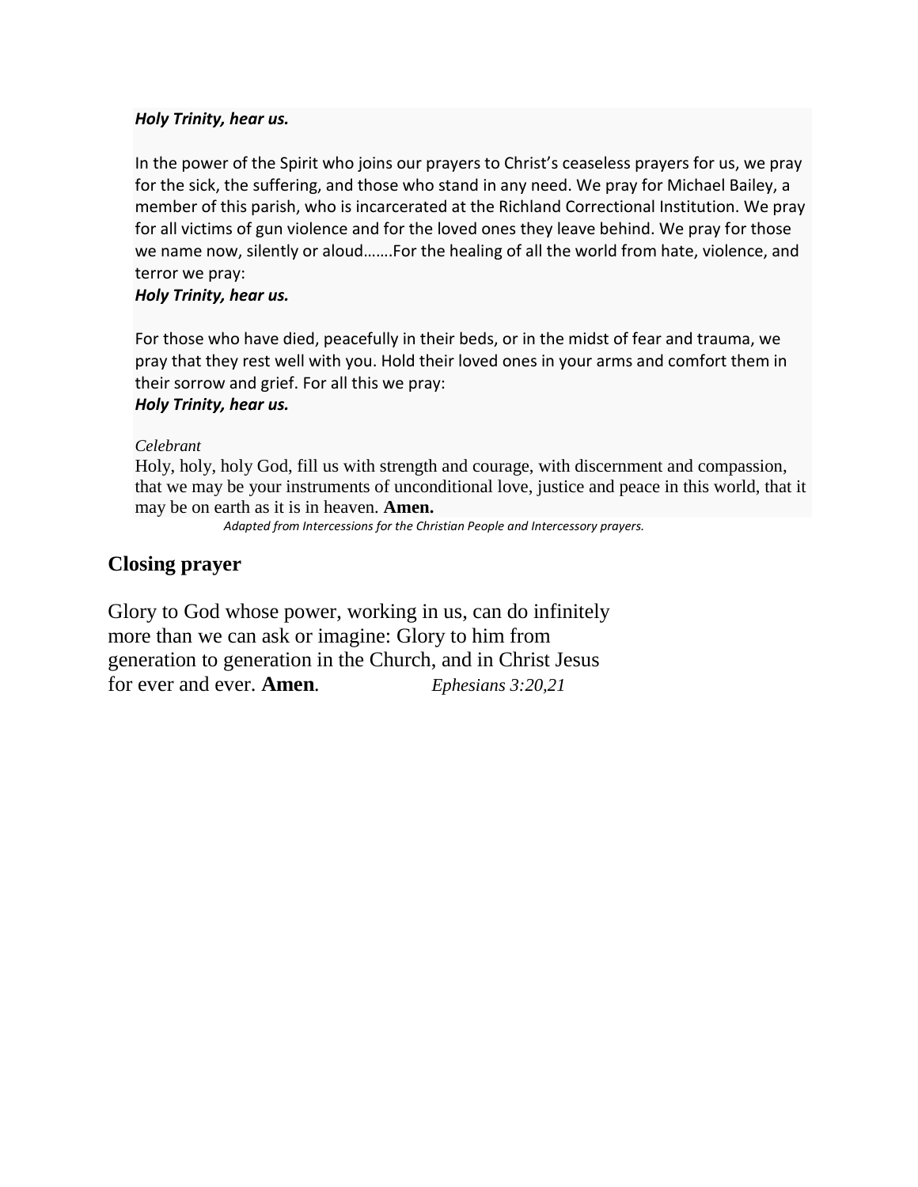***Holy Trinity, hear us.***

In the power of the Spirit who joins our prayers to Christ's ceaseless prayers for us, we pray for the sick, the suffering, and those who stand in any need. We pray for Michael Bailey, a member of this parish, who is incarcerated at the Richland Correctional Institution. We pray for all victims of gun violence and for the loved ones they leave behind. We pray for those we name now, silently or aloud…….For the healing of all the world from hate, violence, and terror we pray:
***Holy Trinity, hear us.***

For those who have died, peacefully in their beds, or in the midst of fear and trauma, we pray that they rest well with you. Hold their loved ones in your arms and comfort them in their sorrow and grief. For all this we pray:
***Holy Trinity, hear us.***

*Celebrant*
Holy, holy, holy God, fill us with strength and courage, with discernment and compassion, that we may be your instruments of unconditional love, justice and peace in this world, that it may be on earth as it is in heaven. **Amen.**

*Adapted from Intercessions for the Christian People and Intercessory prayers.*

## Closing prayer

Glory to God whose power, working in us, can do infinitely more than we can ask or imagine: Glory to him from generation to generation in the Church, and in Christ Jesus for ever and ever. **Amen**. *Ephesians 3:20,21*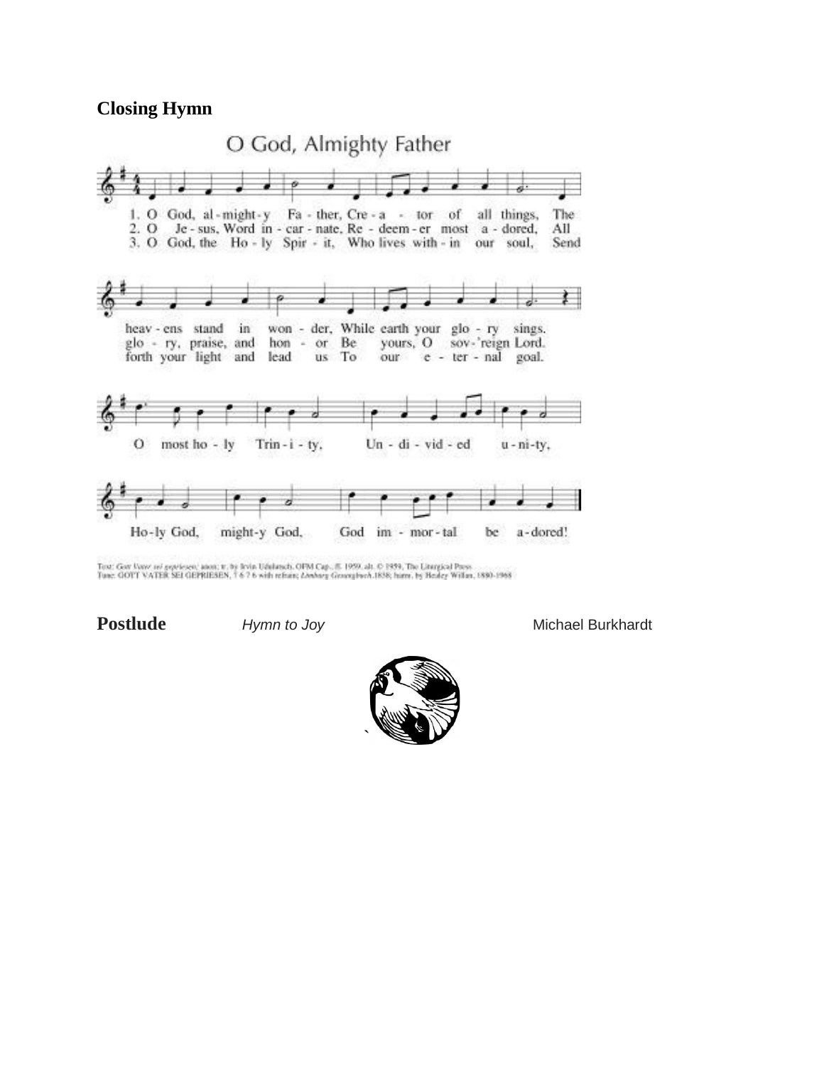**Closing Hymn**

O God, Almighty Father

1. O God, almighty Father, Creator of all things, The heavens stand in wonder, While earth your glory sings.
2. O Jesus, Word incarnate, Redeemer most adored, All glory, praise, and honor Be yours, O sov-'reign Lord.
3. O God, the Holy Spirit, Who lives within our soul, Send forth your light and lead us To our eternal goal.

O most holy Trinity, Undivided unity, Holy God, mighty God, God immortal be adored!

Text: *Gott Vater sei gepriesen*; anon.; tr. by Irvin Udulutsch, OFM Cap., fl. 1959, alt. © 1959, The Liturgical Press
Tune: GOTT VATER SEI GEPRIESEN, 7 6 7 6 with refrain; *Limburg Gesangbuch*,1838; harm. by Healey Willan, 1880-1968

**Postlude** *Hymn to Joy* Michael Burkhardt